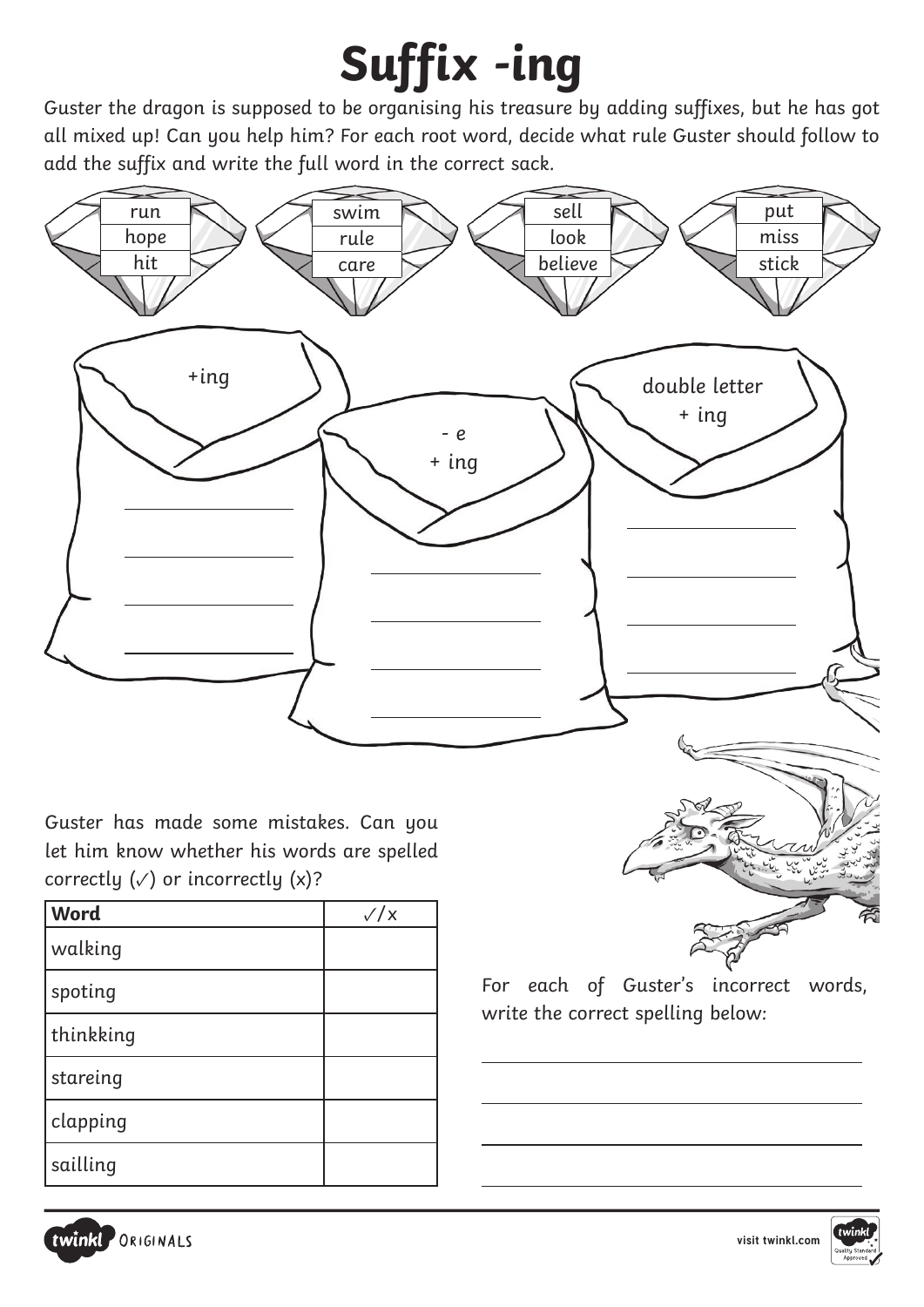# Suffix -ing

Guster the dragon is supposed to be organising his treasure by adding suffixes, but he has got all mixed up! Can you help him? For each root word, decide what rule Guster should follow to add the suffix and write the full word in the correct sack.

| run | swim | sell | put |
| --- | --- | --- | --- |
| hope | rule | look | miss |
| hit | care | believe | stick |

**+ing**

____________________

____________________

____________________

____________________

**- e + ing**

____________________

____________________

____________________

____________________

**double letter + ing**

____________________

____________________

____________________

____________________

Guster has made some mistakes. Can you let him know whether his words are spelled correctly (✓) or incorrectly (x)?

| Word | ✓/x |
| --- | --- |
| walking | |
| spoting | |
| thinkking | |
| stareing | |
| clapping | |
| sailling | |

For each of Guster's incorrect words, write the correct spelling below:

____________________

____________________

____________________

____________________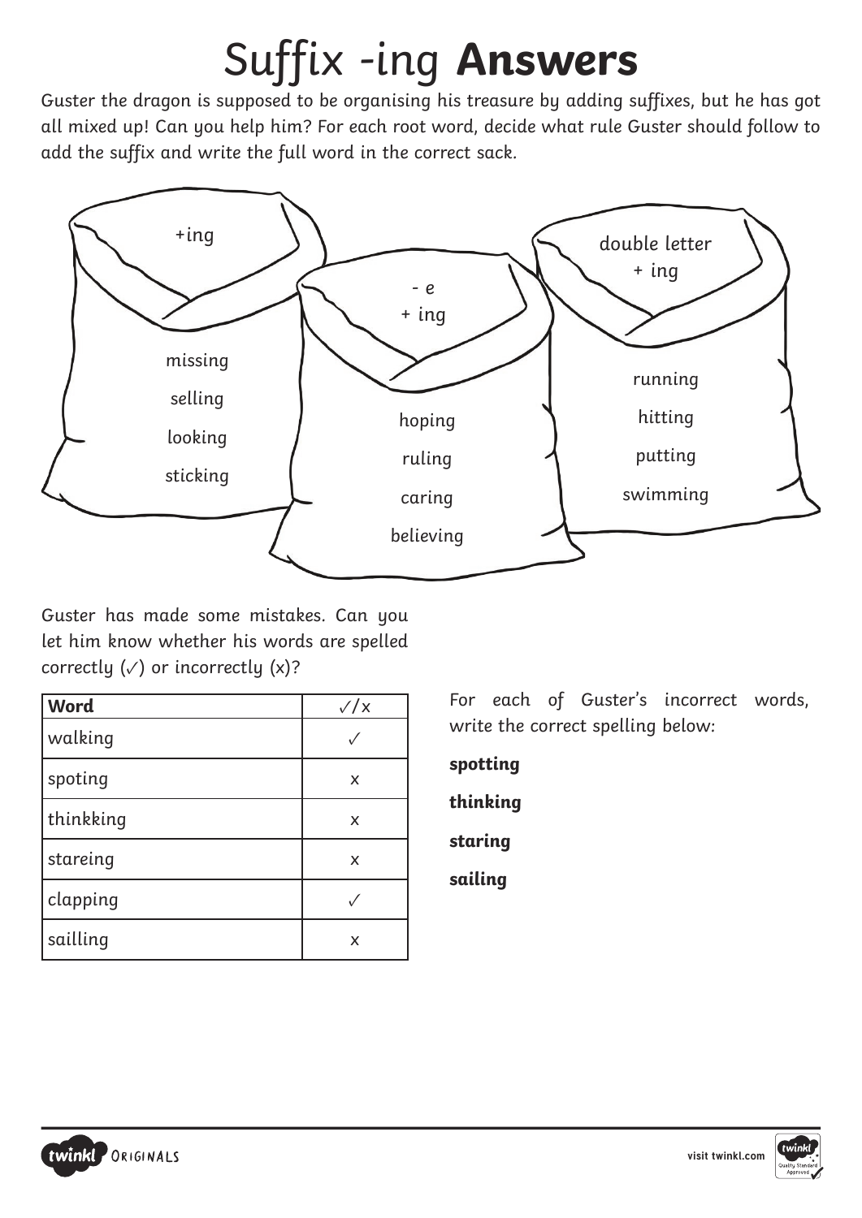# Suffix -ing **Answers**

Guster the dragon is supposed to be organising his treasure by adding suffixes, but he has got all mixed up! Can you help him? For each root word, decide what rule Guster should follow to add the suffix and write the full word in the correct sack.

+ing

missing

selling

looking

sticking

- e
+ ing

hoping

ruling

caring

believing

double letter
+ ing

running

hitting

putting

swimming

Guster has made some mistakes. Can you let him know whether his words are spelled correctly (✓) or incorrectly (x)?

| **Word** | ✓/x |
|---|---|
| walking | ✓ |
| spoting | x |
| thinkking | x |
| stareing | x |
| clapping | ✓ |
| sailling | x |

For each of Guster's incorrect words, write the correct spelling below:

**spotting**

**thinking**

**staring**

**sailing**